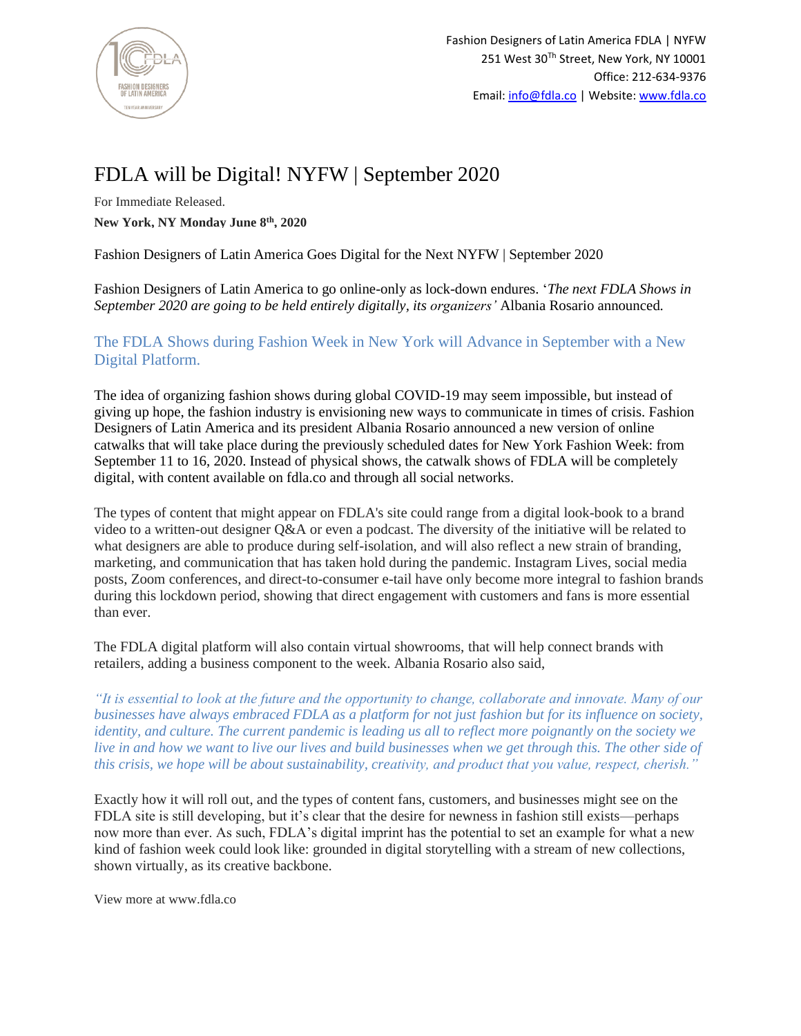Fashion Designers of Latin America FDLA | NYFW
251 West 30[Th] Street, New York, NY 10001
Office: 212-634-9376
Email: info@fdla.co | Website: www.fdla.co

# FDLA will be Digital! NYFW | September 2020

For Immediate Released.

**New York, NY Monday June 8th, 2020**

Fashion Designers of Latin America Goes Digital for the Next NYFW | September 2020

Fashion Designers of Latin America to go online-only as lock-down endures. '*The next FDLA Shows in September 2020 are going to be held entirely digitally, its organizers'* Albania Rosario announced.

## The FDLA Shows during Fashion Week in New York will Advance in September with a New Digital Platform.

The idea of organizing fashion shows during global COVID-19 may seem impossible, but instead of giving up hope, the fashion industry is envisioning new ways to communicate in times of crisis. Fashion Designers of Latin America and its president Albania Rosario announced a new version of online catwalks that will take place during the previously scheduled dates for New York Fashion Week: from September 11 to 16, 2020. Instead of physical shows, the catwalk shows of FDLA will be completely digital, with content available on fdla.co and through all social networks.

The types of content that might appear on FDLA's site could range from a digital look-book to a brand video to a written-out designer Q&A or even a podcast. The diversity of the initiative will be related to what designers are able to produce during self-isolation, and will also reflect a new strain of branding, marketing, and communication that has taken hold during the pandemic. Instagram Lives, social media posts, Zoom conferences, and direct-to-consumer e-tail have only become more integral to fashion brands during this lockdown period, showing that direct engagement with customers and fans is more essential than ever.

The FDLA digital platform will also contain virtual showrooms, that will help connect brands with retailers, adding a business component to the week. Albania Rosario also said,

*"It is essential to look at the future and the opportunity to change, collaborate and innovate. Many of our businesses have always embraced FDLA as a platform for not just fashion but for its influence on society, identity, and culture. The current pandemic is leading us all to reflect more poignantly on the society we live in and how we want to live our lives and build businesses when we get through this. The other side of this crisis, we hope will be about sustainability, creativity, and product that you value, respect, cherish."*

Exactly how it will roll out, and the types of content fans, customers, and businesses might see on the FDLA site is still developing, but it's clear that the desire for newness in fashion still exists—perhaps now more than ever. As such, FDLA's digital imprint has the potential to set an example for what a new kind of fashion week could look like: grounded in digital storytelling with a stream of new collections, shown virtually, as its creative backbone.

View more at www.fdla.co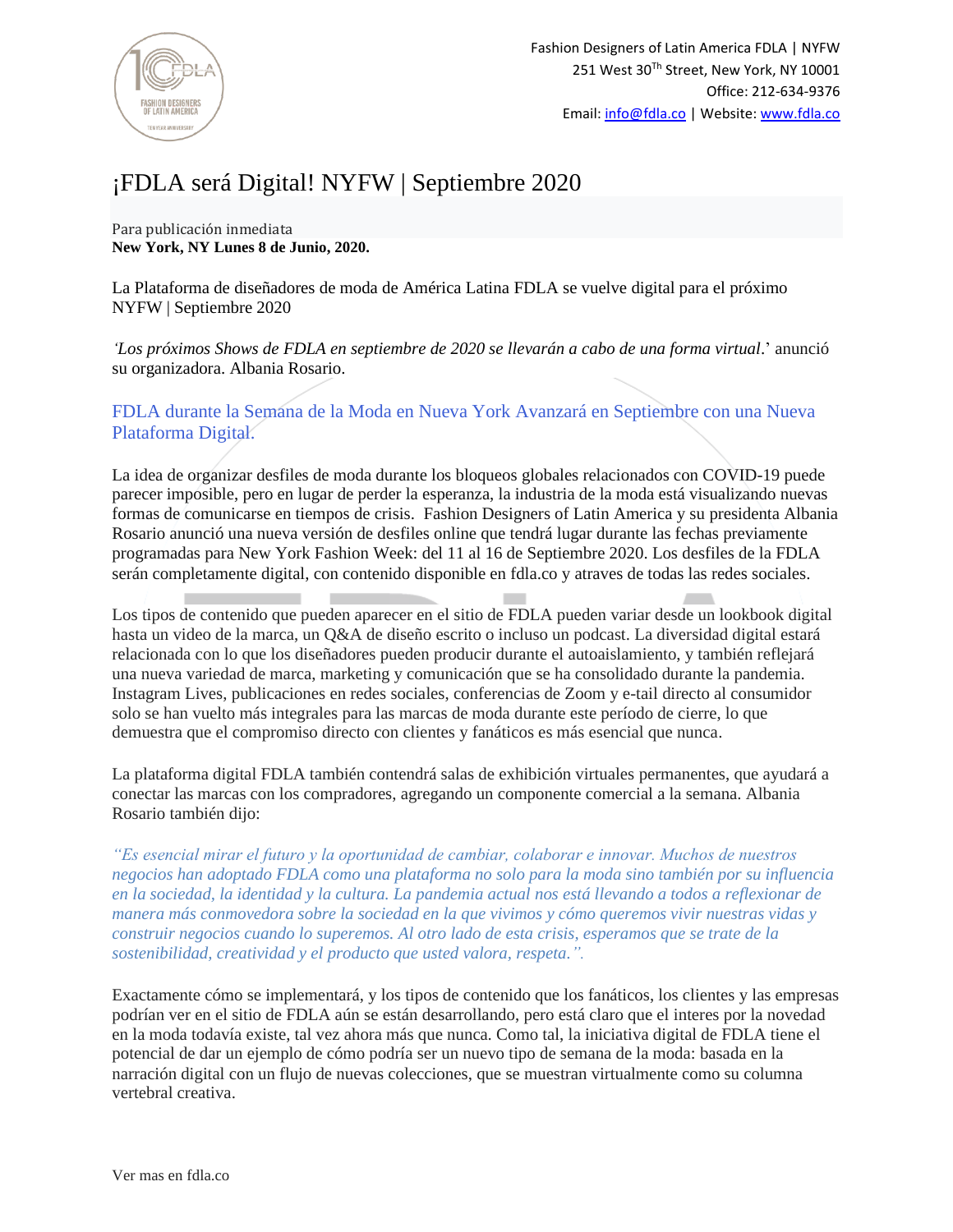Fashion Designers of Latin America FDLA | NYFW
251 West 30th Street, New York, NY 10001
Office: 212-634-9376
Email: info@fdla.co | Website: www.fdla.co

# ¡FDLA será Digital! NYFW | Septiembre 2020

Para publicación inmediata
**New York, NY Lunes 8 de Junio, 2020.**

La Plataforma de diseñadores de moda de América Latina FDLA se vuelve digital para el próximo NYFW | Septiembre 2020

*'Los próximos Shows de FDLA en septiembre de 2020 se llevarán a cabo de una forma virtual*.' anunció su organizadora. Albania Rosario.

## FDLA durante la Semana de la Moda en Nueva York Avanzará en Septiembre con una Nueva Plataforma Digital.

La idea de organizar desfiles de moda durante los bloqueos globales relacionados con COVID-19 puede parecer imposible, pero en lugar de perder la esperanza, la industria de la moda está visualizando nuevas formas de comunicarse en tiempos de crisis. Fashion Designers of Latin America y su presidenta Albania Rosario anunció una nueva versión de desfiles online que tendrá lugar durante las fechas previamente programadas para New York Fashion Week: del 11 al 16 de Septiembre 2020. Los desfiles de la FDLA serán completamente digital, con contenido disponible en fdla.co y atraves de todas las redes sociales.

Los tipos de contenido que pueden aparecer en el sitio de FDLA pueden variar desde un lookbook digital hasta un video de la marca, un Q&A de diseño escrito o incluso un podcast. La diversidad digital estará relacionada con lo que los diseñadores pueden producir durante el autoaislamiento, y también reflejará una nueva variedad de marca, marketing y comunicación que se ha consolidado durante la pandemia. Instagram Lives, publicaciones en redes sociales, conferencias de Zoom y e-tail directo al consumidor solo se han vuelto más integrales para las marcas de moda durante este período de cierre, lo que demuestra que el compromiso directo con clientes y fanáticos es más esencial que nunca.

La plataforma digital FDLA también contendrá salas de exhibición virtuales permanentes, que ayudará a conectar las marcas con los compradores, agregando un componente comercial a la semana. Albania Rosario también dijo:

*"Es esencial mirar el futuro y la oportunidad de cambiar, colaborar e innovar. Muchos de nuestros negocios han adoptado FDLA como una plataforma no solo para la moda sino también por su influencia en la sociedad, la identidad y la cultura. La pandemia actual nos está llevando a todos a reflexionar de manera más conmovedora sobre la sociedad en la que vivimos y cómo queremos vivir nuestras vidas y construir negocios cuando lo superemos. Al otro lado de esta crisis, esperamos que se trate de la sostenibilidad, creatividad y el producto que usted valora, respeta.".*

Exactamente cómo se implementará, y los tipos de contenido que los fanáticos, los clientes y las empresas podrían ver en el sitio de FDLA aún se están desarrollando, pero está claro que el interes por la novedad en la moda todavía existe, tal vez ahora más que nunca. Como tal, la iniciativa digital de FDLA tiene el potencial de dar un ejemplo de cómo podría ser un nuevo tipo de semana de la moda: basada en la narración digital con un flujo de nuevas colecciones, que se muestran virtualmente como su columna vertebral creativa.

Ver mas en fdla.co